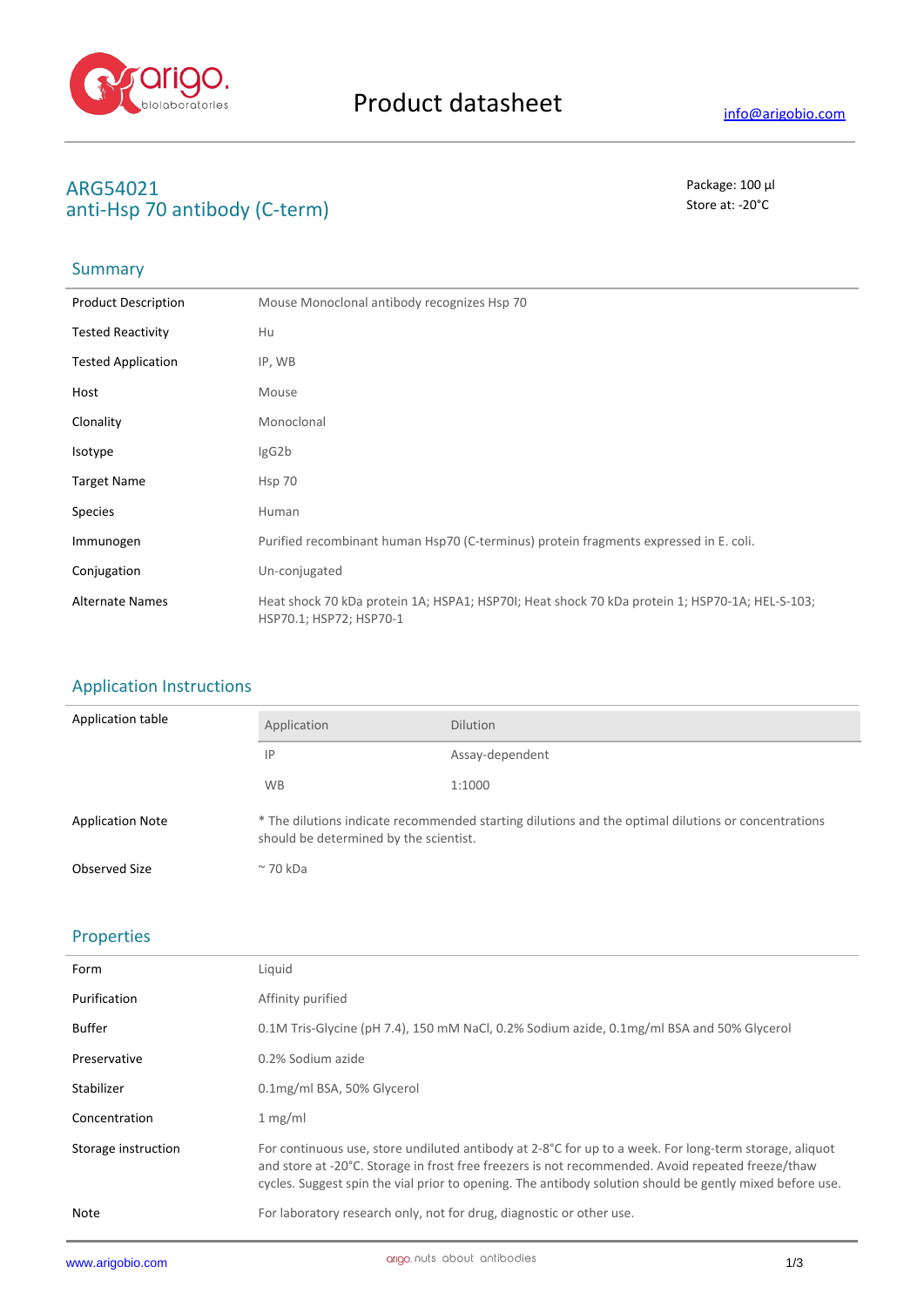# Product datasheet

info@arigobio.com

## ARG54021
## anti-Hsp 70 antibody (C-term)

Package: 100 µl
Store at: -20°C

## Summary

| | |
|---|---|
| Product Description | Mouse Monoclonal antibody recognizes Hsp 70 |
| Tested Reactivity | Hu |
| Tested Application | IP, WB |
| Host | Mouse |
| Clonality | Monoclonal |
| Isotype | IgG2b |
| Target Name | Hsp 70 |
| Species | Human |
| Immunogen | Purified recombinant human Hsp70 (C-terminus) protein fragments expressed in E. coli. |
| Conjugation | Un-conjugated |
| Alternate Names | Heat shock 70 kDa protein 1A; HSPA1; HSP70I; Heat shock 70 kDa protein 1; HSP70-1A; HEL-S-103; HSP70.1; HSP72; HSP70-1 |

## Application Instructions

Application table

| Application | Dilution |
|---|---|
| IP | Assay-dependent |
| WB | 1:1000 |

| | |
|---|---|
| Application Note | * The dilutions indicate recommended starting dilutions and the optimal dilutions or concentrations should be determined by the scientist. |
| Observed Size | ~ 70 kDa |

## Properties

| | |
|---|---|
| Form | Liquid |
| Purification | Affinity purified |
| Buffer | 0.1M Tris-Glycine (pH 7.4), 150 mM NaCl, 0.2% Sodium azide, 0.1mg/ml BSA and 50% Glycerol |
| Preservative | 0.2% Sodium azide |
| Stabilizer | 0.1mg/ml BSA, 50% Glycerol |
| Concentration | 1 mg/ml |
| Storage instruction | For continuous use, store undiluted antibody at 2-8°C for up to a week. For long-term storage, aliquot and store at -20°C. Storage in frost free freezers is not recommended. Avoid repeated freeze/thaw cycles. Suggest spin the vial prior to opening. The antibody solution should be gently mixed before use. |
| Note | For laboratory research only, not for drug, diagnostic or other use. |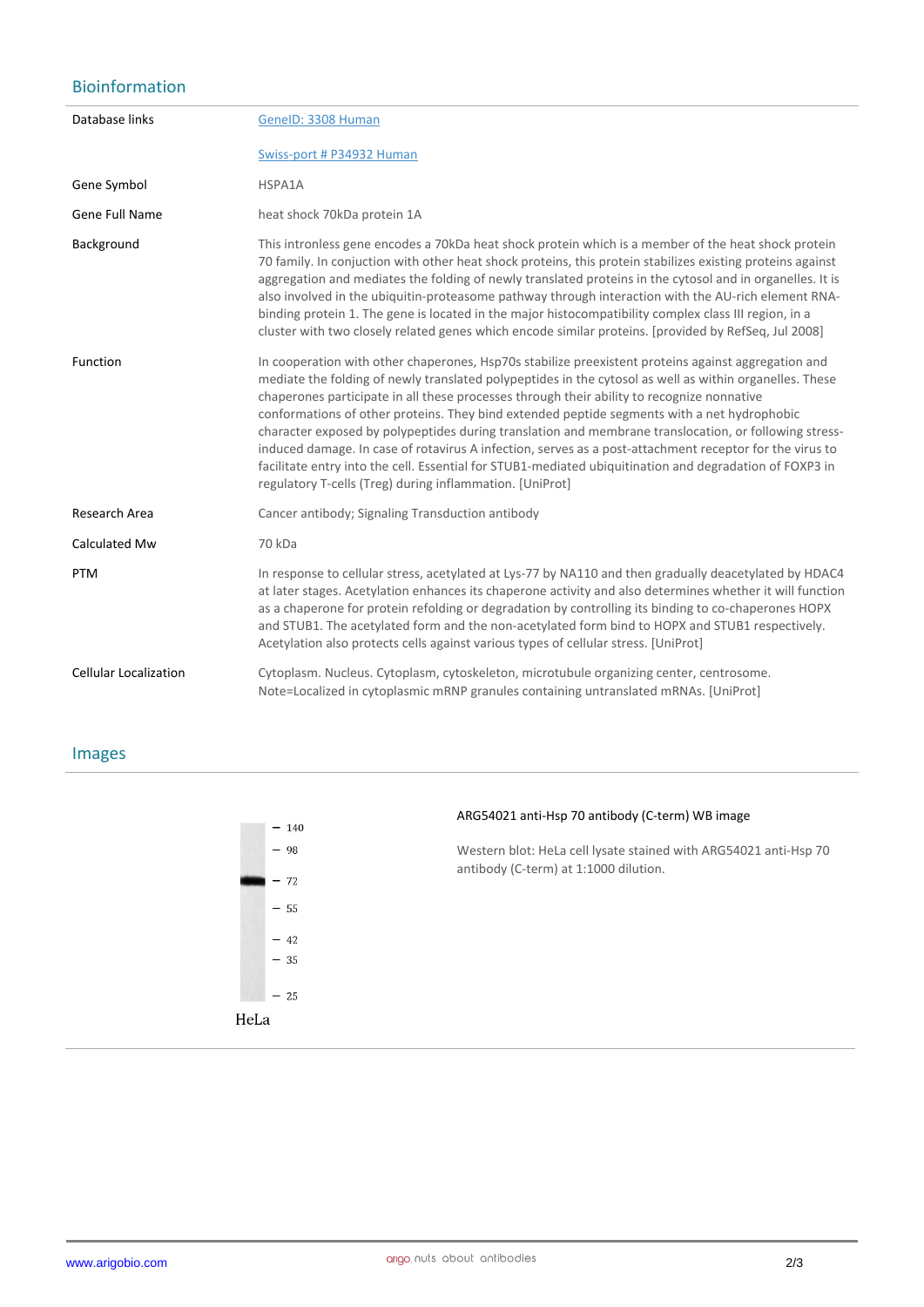## Bioinformation

| | |
|---|---|
| Database links | GeneID: 3308 Human |
| | Swiss-port # P34932 Human |
| Gene Symbol | HSPA1A |
| Gene Full Name | heat shock 70kDa protein 1A |
| Background | This intronless gene encodes a 70kDa heat shock protein which is a member of the heat shock protein 70 family. In conjuction with other heat shock proteins, this protein stabilizes existing proteins against aggregation and mediates the folding of newly translated proteins in the cytosol and in organelles. It is also involved in the ubiquitin-proteasome pathway through interaction with the AU-rich element RNA-binding protein 1. The gene is located in the major histocompatibility complex class III region, in a cluster with two closely related genes which encode similar proteins. [provided by RefSeq, Jul 2008] |
| Function | In cooperation with other chaperones, Hsp70s stabilize preexistent proteins against aggregation and mediate the folding of newly translated polypeptides in the cytosol as well as within organelles. These chaperones participate in all these processes through their ability to recognize nonnative conformations of other proteins. They bind extended peptide segments with a net hydrophobic character exposed by polypeptides during translation and membrane translocation, or following stress-induced damage. In case of rotavirus A infection, serves as a post-attachment receptor for the virus to facilitate entry into the cell. Essential for STUB1-mediated ubiquitination and degradation of FOXP3 in regulatory T-cells (Treg) during inflammation. [UniProt] |
| Research Area | Cancer antibody; Signaling Transduction antibody |
| Calculated Mw | 70 kDa |
| PTM | In response to cellular stress, acetylated at Lys-77 by NA110 and then gradually deacetylated by HDAC4 at later stages. Acetylation enhances its chaperone activity and also determines whether it will function as a chaperone for protein refolding or degradation by controlling its binding to co-chaperones HOPX and STUB1. The acetylated form and the non-acetylated form bind to HOPX and STUB1 respectively. Acetylation also protects cells against various types of cellular stress. [UniProt] |
| Cellular Localization | Cytoplasm. Nucleus. Cytoplasm, cytoskeleton, microtubule organizing center, centrosome. Note=Localized in cytoplasmic mRNP granules containing untranslated mRNAs. [UniProt] |

## Images

**ARG54021 anti-Hsp 70 antibody (C-term) WB image**

Western blot: HeLa cell lysate stained with ARG54021 anti-Hsp 70 antibody (C-term) at 1:1000 dilution.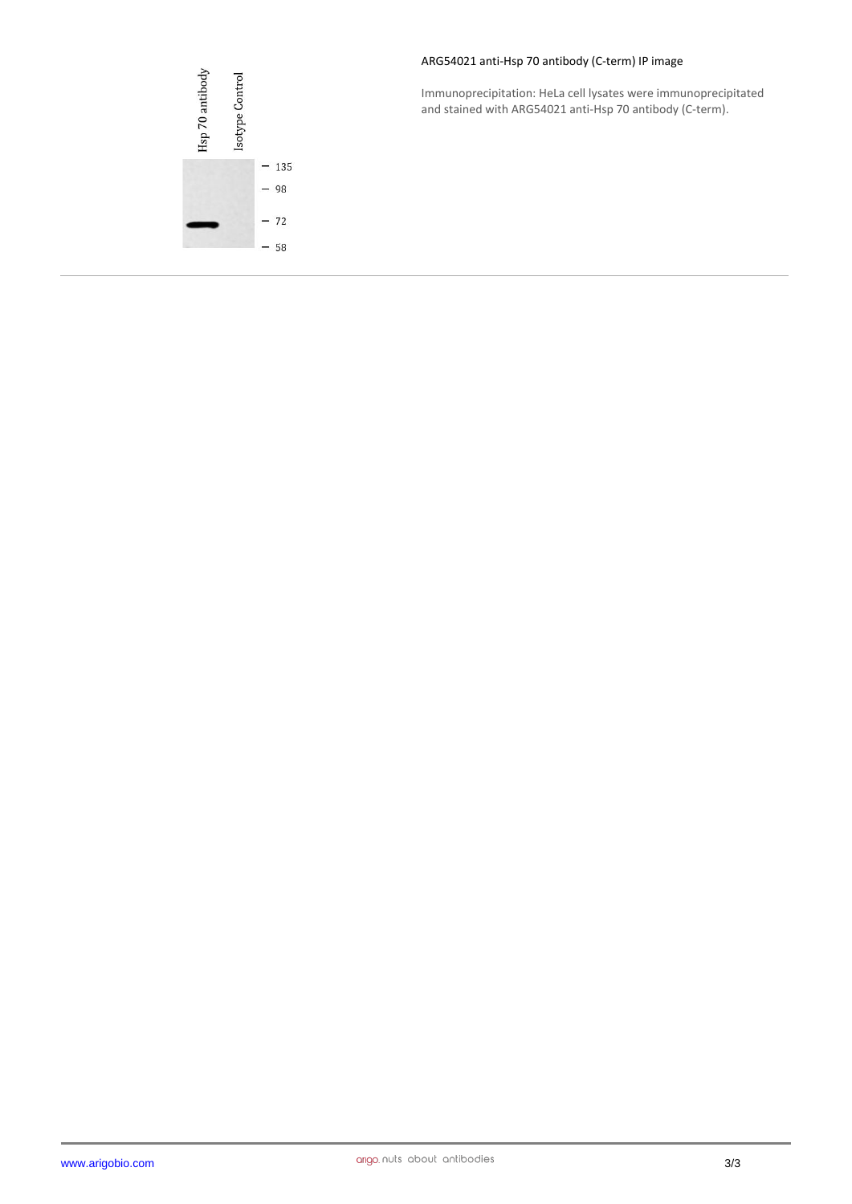Hsp 70 antibody

Isotype Control

135

98

72

58

### ARG54021 anti-Hsp 70 antibody (C-term) IP image

Immunoprecipitation: HeLa cell lysates were immunoprecipitated and stained with ARG54021 anti-Hsp 70 antibody (C-term).